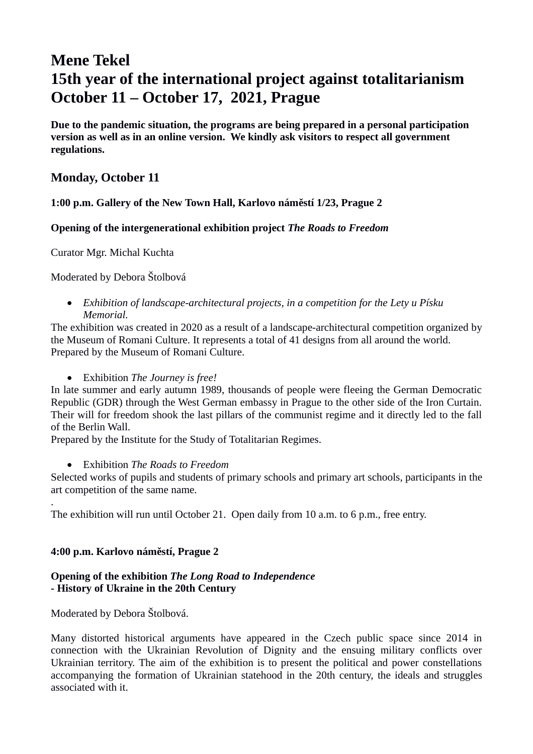# Mene Tekel
# 15th year of the international project against totalitarianism
# October 11 – October 17, 2021, Prague

**Due to the pandemic situation, the programs are being prepared in a personal participation version as well as in an online version. We kindly ask visitors to respect all government regulations.**

## Monday, October 11

**1:00 p.m. Gallery of the New Town Hall, Karlovo náměstí 1/23, Prague 2**

**Opening of the intergenerational exhibition project *The Roads to Freedom***

Curator Mgr. Michal Kuchta

Moderated by Debora Štolbová

- *Exhibition of landscape-architectural projects, in a competition for the Lety u Písku Memorial.*

The exhibition was created in 2020 as a result of a landscape-architectural competition organized by the Museum of Romani Culture. It represents a total of 41 designs from all around the world. Prepared by the Museum of Romani Culture.

- Exhibition *The Journey is free!*

In late summer and early autumn 1989, thousands of people were fleeing the German Democratic Republic (GDR) through the West German embassy in Prague to the other side of the Iron Curtain. Their will for freedom shook the last pillars of the communist regime and it directly led to the fall of the Berlin Wall.
Prepared by the Institute for the Study of Totalitarian Regimes.

- Exhibition *The Roads to Freedom*

Selected works of pupils and students of primary schools and primary art schools, participants in the art competition of the same name.
.
The exhibition will run until October 21. Open daily from 10 a.m. to 6 p.m., free entry.

**4:00 p.m. Karlovo náměstí, Prague 2**

**Opening of the exhibition *The Long Road to Independence***
**- History of Ukraine in the 20th Century**

Moderated by Debora Štolbová.

Many distorted historical arguments have appeared in the Czech public space since 2014 in connection with the Ukrainian Revolution of Dignity and the ensuing military conflicts over Ukrainian territory. The aim of the exhibition is to present the political and power constellations accompanying the formation of Ukrainian statehood in the 20th century, the ideals and struggles associated with it.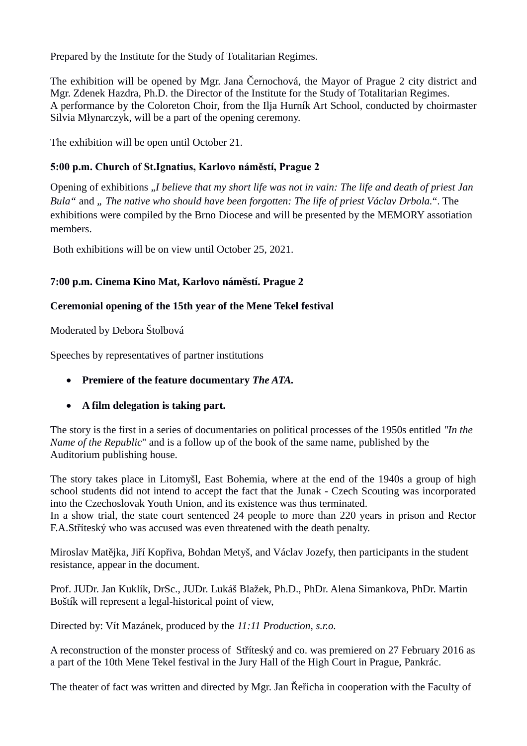Prepared by the Institute for the Study of Totalitarian Regimes.

The exhibition will be opened by Mgr. Jana Černochová, the Mayor of Prague 2 city district and Mgr. Zdenek Hazdra, Ph.D. the Director of the Institute for the Study of Totalitarian Regimes.
A performance by the Coloreton Choir, from the Ilja Hurník Art School, conducted by choirmaster Silvia Młynarczyk, will be a part of the opening ceremony.

The exhibition will be open until October 21.

**5:00 p.m. Church of St.Ignatius, Karlovo náměstí, Prague 2**

Opening of exhibitions „*I believe that my short life was not in vain: The life and death of priest Jan Bula*" and „ *The native who should have been forgotten: The life of priest Václav Drbola.*". The exhibitions were compiled by the Brno Diocese and will be presented by the MEMORY assotiation members.

Both exhibitions will be on view until October 25, 2021.

**7:00 p.m. Cinema Kino Mat, Karlovo náměstí. Prague 2**

**Ceremonial opening of the 15th year of the Mene Tekel festival**

Moderated by Debora Štolbová

Speeches by representatives of partner institutions

- **Premiere of the feature documentary *The ATA.***
- **A film delegation is taking part.**

The story is the first in a series of documentaries on political processes of the 1950s entitled *"In the Name of the Republic*" and is a follow up of the book of the same name, published by the Auditorium publishing house.

The story takes place in Litomyšl, East Bohemia, where at the end of the 1940s a group of high school students did not intend to accept the fact that the Junak - Czech Scouting was incorporated into the Czechoslovak Youth Union, and its existence was thus terminated.
In a show trial, the state court sentenced 24 people to more than 220 years in prison and Rector F.A.Stříteský who was accused was even threatened with the death penalty.

Miroslav Matějka, Jiří Kopřiva, Bohdan Metyš, and Václav Jozefy, then participants in the student resistance, appear in the document.

Prof. JUDr. Jan Kuklík, DrSc., JUDr. Lukáš Blažek, Ph.D., PhDr. Alena Simankova, PhDr. Martin Boštík will represent a legal-historical point of view,

Directed by: Vít Mazánek, produced by the *11:11 Production, s.r.o.*

A reconstruction of the monster process of Stříteský and co. was premiered on 27 February 2016 as a part of the 10th Mene Tekel festival in the Jury Hall of the High Court in Prague, Pankrác.

The theater of fact was written and directed by Mgr. Jan Řeřicha in cooperation with the Faculty of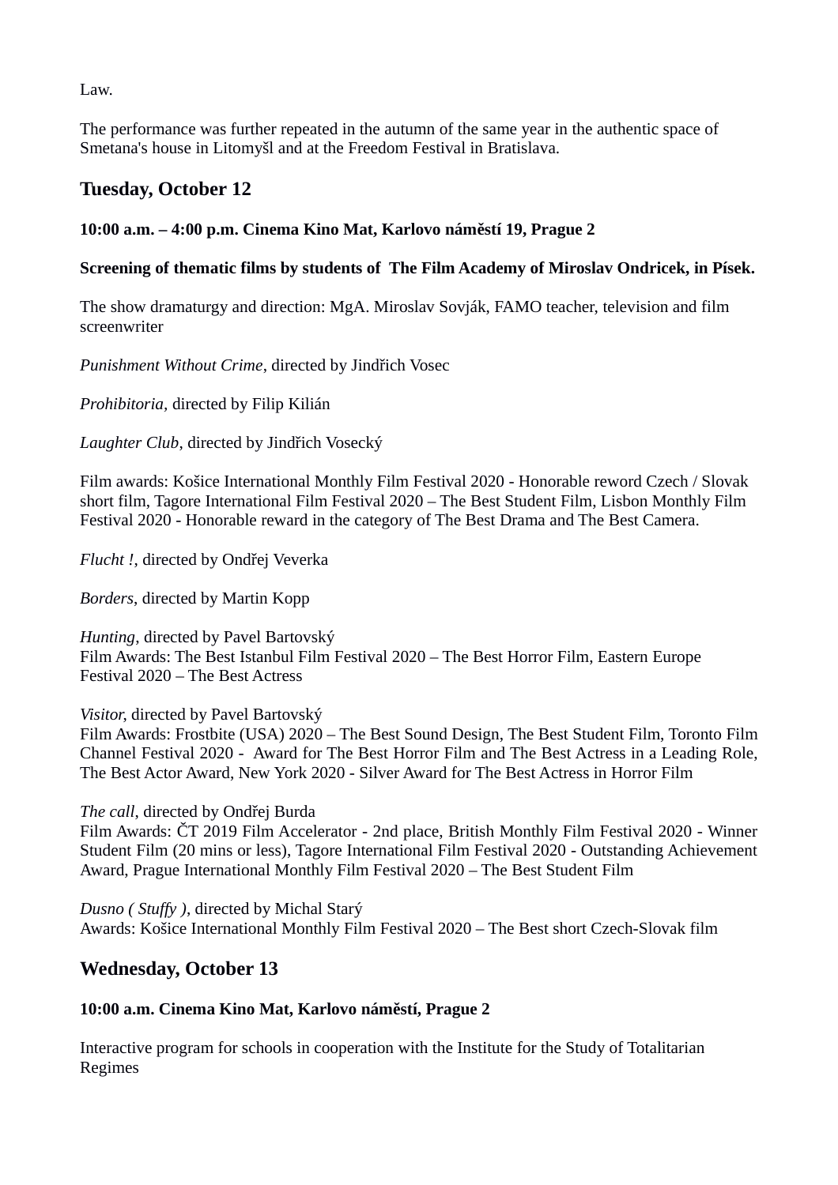Law.

The performance was further repeated in the autumn of the same year in the authentic space of Smetana's house in Litomyšl and at the Freedom Festival in Bratislava.

## Tuesday, October 12

**10:00 a.m. – 4:00 p.m. Cinema Kino Mat, Karlovo náměstí 19, Prague 2**

**Screening of thematic films by students of The Film Academy of Miroslav Ondricek, in Písek.**

The show dramaturgy and direction: MgA. Miroslav Sovják, FAMO teacher, television and film screenwriter

*Punishment Without Crime*, directed by Jindřich Vosec

*Prohibitoria,* directed by Filip Kilián

*Laughter Club*, directed by Jindřich Vosecký

Film awards: Košice International Monthly Film Festival 2020 - Honorable reword Czech / Slovak short film, Tagore International Film Festival 2020 – The Best Student Film, Lisbon Monthly Film Festival 2020 - Honorable reward in the category of The Best Drama and The Best Camera.

*Flucht !*, directed by Ondřej Veverka

*Borders*, directed by Martin Kopp

*Hunting*, directed by Pavel Bartovský
Film Awards: The Best Istanbul Film Festival 2020 – The Best Horror Film, Eastern Europe Festival 2020 – The Best Actress

*Visitor,* directed by Pavel Bartovský
Film Awards: Frostbite (USA) 2020 – The Best Sound Design, The Best Student Film, Toronto Film Channel Festival 2020 - Award for The Best Horror Film and The Best Actress in a Leading Role, The Best Actor Award, New York 2020 - Silver Award for The Best Actress in Horror Film

*The call*, directed by Ondřej Burda
Film Awards: ČT 2019 Film Accelerator - 2nd place, British Monthly Film Festival 2020 - Winner Student Film (20 mins or less), Tagore International Film Festival 2020 - Outstanding Achievement Award, Prague International Monthly Film Festival 2020 – The Best Student Film

*Dusno ( Stuffy ),* directed by Michal Starý
Awards: Košice International Monthly Film Festival 2020 – The Best short Czech-Slovak film

## Wednesday, October 13

**10:00 a.m. Cinema Kino Mat, Karlovo náměstí, Prague 2**

Interactive program for schools in cooperation with the Institute for the Study of Totalitarian Regimes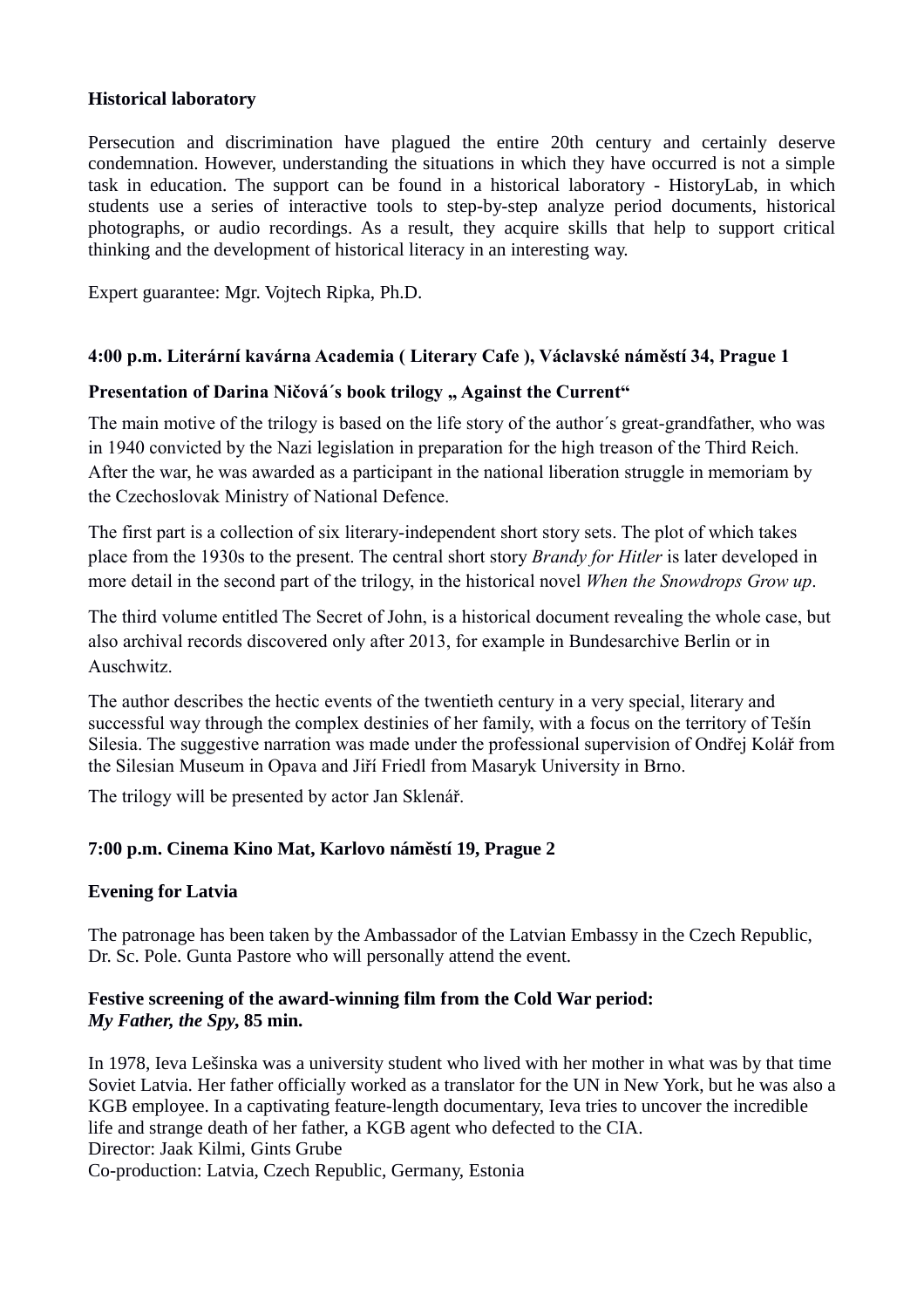**Historical laboratory**

Persecution and discrimination have plagued the entire 20th century and certainly deserve condemnation. However, understanding the situations in which they have occurred is not a simple task in education. The support can be found in a historical laboratory - HistoryLab, in which students use a series of interactive tools to step-by-step analyze period documents, historical photographs, or audio recordings. As a result, they acquire skills that help to support critical thinking and the development of historical literacy in an interesting way.

Expert guarantee: Mgr. Vojtech Ripka, Ph.D.

**4:00 p.m. Literární kavárna Academia ( Literary Cafe ), Václavské náměstí 34, Prague 1**

**Presentation of Darina Ničová´s book trilogy „ Against the Current"**

The main motive of the trilogy is based on the life story of the author´s great-grandfather, who was in 1940 convicted by the Nazi legislation in preparation for the high treason of the Third Reich. After the war, he was awarded as a participant in the national liberation struggle in memoriam by the Czechoslovak Ministry of National Defence.

The first part is a collection of six literary-independent short story sets. The plot of which takes place from the 1930s to the present. The central short story *Brandy for Hitler* is later developed in more detail in the second part of the trilogy, in the historical novel *When the Snowdrops Grow up*.

The third volume entitled The Secret of John, is a historical document revealing the whole case, but also archival records discovered only after 2013, for example in Bundesarchive Berlin or in Auschwitz.

The author describes the hectic events of the twentieth century in a very special, literary and successful way through the complex destinies of her family, with a focus on the territory of Tešín Silesia. The suggestive narration was made under the professional supervision of Ondřej Kolář from the Silesian Museum in Opava and Jiří Friedl from Masaryk University in Brno.

The trilogy will be presented by actor Jan Sklenář.

**7:00 p.m. Cinema Kino Mat, Karlovo náměstí 19, Prague 2**

**Evening for Latvia**

The patronage has been taken by the Ambassador of the Latvian Embassy in the Czech Republic, Dr. Sc. Pole. Gunta Pastore who will personally attend the event.

**Festive screening of the award-winning film from the Cold War period:**
***My Father, the Spy*, 85 min.**

In 1978, Ieva Lešinska was a university student who lived with her mother in what was by that time Soviet Latvia. Her father officially worked as a translator for the UN in New York, but he was also a KGB employee. In a captivating feature-length documentary, Ieva tries to uncover the incredible life and strange death of her father, a KGB agent who defected to the CIA.
Director: Jaak Kilmi, Gints Grube
Co-production: Latvia, Czech Republic, Germany, Estonia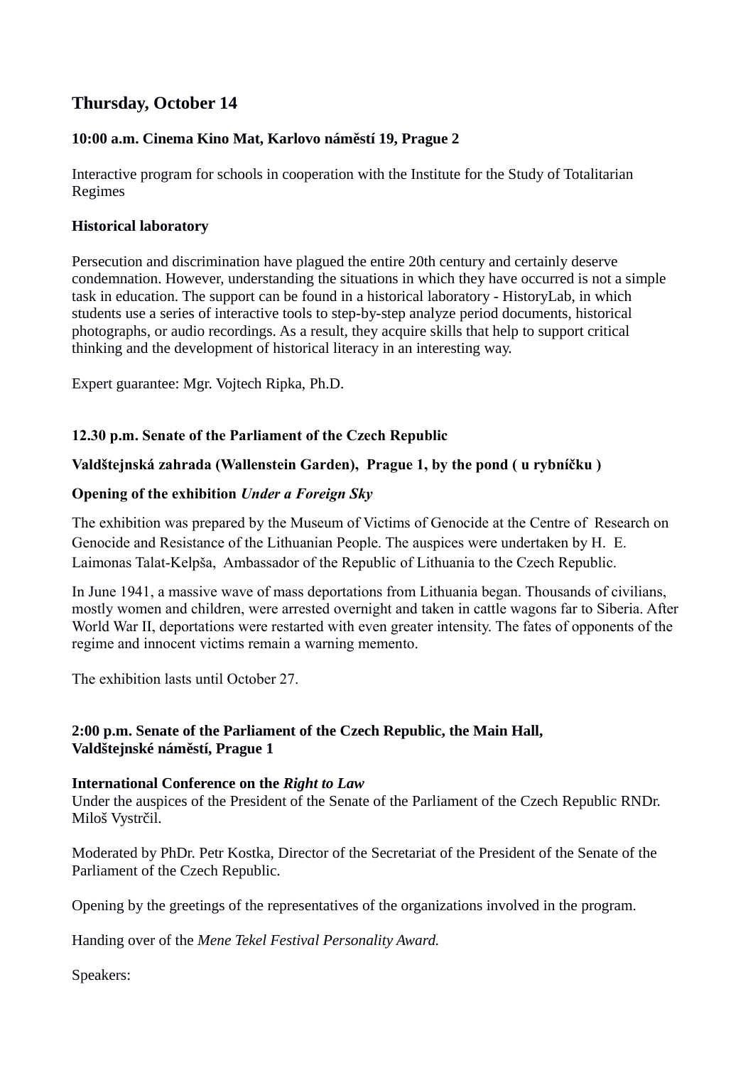## Thursday, October 14

**10:00 a.m. Cinema Kino Mat, Karlovo náměstí 19, Prague 2**

Interactive program for schools in cooperation with the Institute for the Study of Totalitarian Regimes

**Historical laboratory**

Persecution and discrimination have plagued the entire 20th century and certainly deserve condemnation. However, understanding the situations in which they have occurred is not a simple task in education. The support can be found in a historical laboratory - HistoryLab, in which students use a series of interactive tools to step-by-step analyze period documents, historical photographs, or audio recordings. As a result, they acquire skills that help to support critical thinking and the development of historical literacy in an interesting way.

Expert guarantee: Mgr. Vojtech Ripka, Ph.D.

**12.30 p.m. Senate of the Parliament of the Czech Republic**

**Valdštejnská zahrada (Wallenstein Garden), Prague 1, by the pond ( u rybníčku )**

**Opening of the exhibition *Under a Foreign Sky***

The exhibition was prepared by the Museum of Victims of Genocide at the Centre of Research on Genocide and Resistance of the Lithuanian People. The auspices were undertaken by H. E. Laimonas Talat-Kelpša, Ambassador of the Republic of Lithuania to the Czech Republic.

In June 1941, a massive wave of mass deportations from Lithuania began. Thousands of civilians, mostly women and children, were arrested overnight and taken in cattle wagons far to Siberia. After World War II, deportations were restarted with even greater intensity. The fates of opponents of the regime and innocent victims remain a warning memento.

The exhibition lasts until October 27.

**2:00 p.m. Senate of the Parliament of the Czech Republic, the Main Hall, Valdštejnské náměstí, Prague 1**

**International Conference on the *Right to Law***

Under the auspices of the President of the Senate of the Parliament of the Czech Republic RNDr. Miloš Vystrčil.

Moderated by PhDr. Petr Kostka, Director of the Secretariat of the President of the Senate of the Parliament of the Czech Republic.

Opening by the greetings of the representatives of the organizations involved in the program.

Handing over of the *Mene Tekel Festival Personality Award.*

Speakers: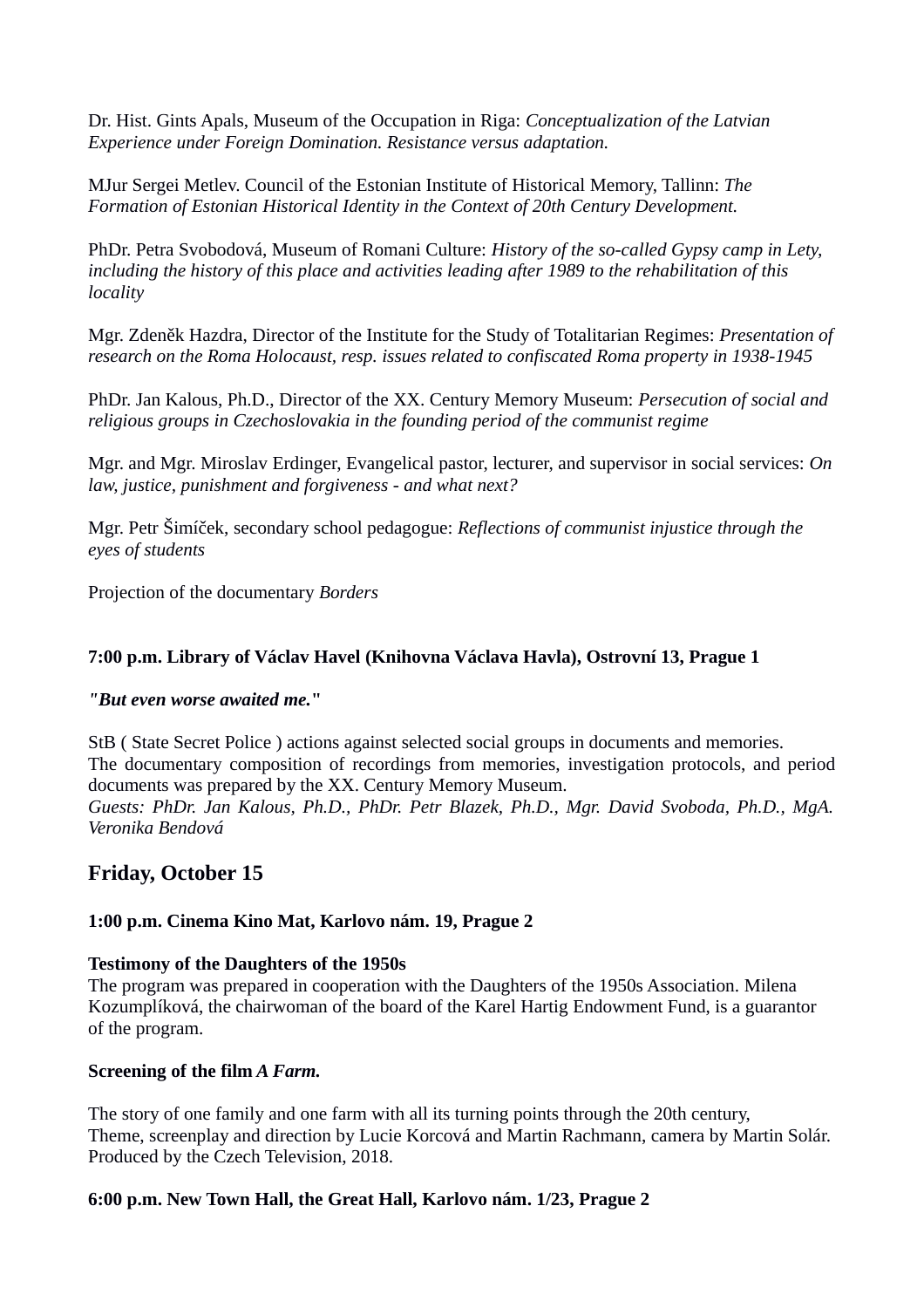Dr. Hist. Gints Apals, Museum of the Occupation in Riga: *Conceptualization of the Latvian Experience under Foreign Domination. Resistance versus adaptation.*

MJur Sergei Metlev. Council of the Estonian Institute of Historical Memory, Tallinn: *The Formation of Estonian Historical Identity in the Context of 20th Century Development.*

PhDr. Petra Svobodová, Museum of Romani Culture: *History of the so-called Gypsy camp in Lety, including the history of this place and activities leading after 1989 to the rehabilitation of this locality*

Mgr. Zdeněk Hazdra, Director of the Institute for the Study of Totalitarian Regimes: *Presentation of research on the Roma Holocaust, resp. issues related to confiscated Roma property in 1938-1945*

PhDr. Jan Kalous, Ph.D., Director of the XX. Century Memory Museum: *Persecution of social and religious groups in Czechoslovakia in the founding period of the communist regime*

Mgr. and Mgr. Miroslav Erdinger, Evangelical pastor, lecturer, and supervisor in social services: *On law, justice, punishment and forgiveness - and what next?*

Mgr. Petr Šimíček, secondary school pedagogue: *Reflections of communist injustice through the eyes of students*

Projection of the documentary *Borders*

**7:00 p.m. Library of Václav Havel (Knihovna Václava Havla), Ostrovní 13, Prague 1**

***"But even worse awaited me."***

StB ( State Secret Police ) actions against selected social groups in documents and memories.
The documentary composition of recordings from memories, investigation protocols, and period documents was prepared by the XX. Century Memory Museum.
*Guests: PhDr. Jan Kalous, Ph.D., PhDr. Petr Blazek, Ph.D., Mgr. David Svoboda, Ph.D., MgA. Veronika Bendová*

## Friday, October 15

**1:00 p.m. Cinema Kino Mat, Karlovo nám. 19, Prague 2**

**Testimony of the Daughters of the 1950s**
The program was prepared in cooperation with the Daughters of the 1950s Association. Milena Kozumplíková, the chairwoman of the board of the Karel Hartig Endowment Fund, is a guarantor of the program.

**Screening of the film *A Farm.***

The story of one family and one farm with all its turning points through the 20th century,
Theme, screenplay and direction by Lucie Korcová and Martin Rachmann, camera by Martin Solár. Produced by the Czech Television, 2018.

**6:00 p.m. New Town Hall, the Great Hall, Karlovo nám. 1/23, Prague 2**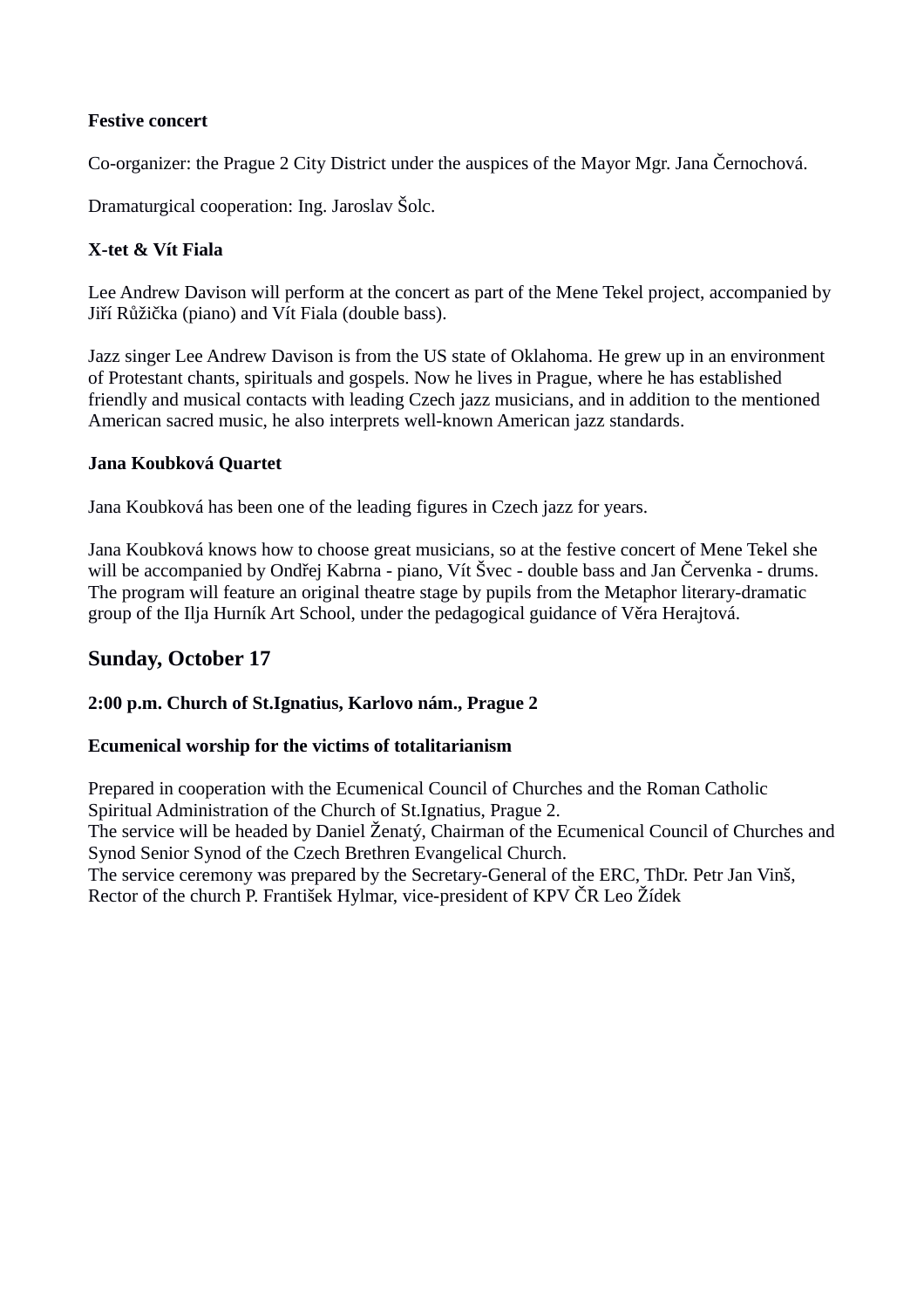**Festive concert**

Co-organizer: the Prague 2 City District under the auspices of the Mayor Mgr. Jana Černochová.

Dramaturgical cooperation: Ing. Jaroslav Šolc.

**X-tet & Vít Fiala**

Lee Andrew Davison will perform at the concert as part of the Mene Tekel project, accompanied by Jiří Růžička (piano) and Vít Fiala (double bass).

Jazz singer Lee Andrew Davison is from the US state of Oklahoma. He grew up in an environment of Protestant chants, spirituals and gospels. Now he lives in Prague, where he has established friendly and musical contacts with leading Czech jazz musicians, and in addition to the mentioned American sacred music, he also interprets well-known American jazz standards.

**Jana Koubková Quartet**

Jana Koubková has been one of the leading figures in Czech jazz for years.

Jana Koubková knows how to choose great musicians, so at the festive concert of Mene Tekel she will be accompanied by Ondřej Kabrna - piano, Vít Švec - double bass and Jan Červenka - drums. The program will feature an original theatre stage by pupils from the Metaphor literary-dramatic group of the Ilja Hurník Art School, under the pedagogical guidance of Věra Herajtová.

## Sunday, October 17

**2:00 p.m. Church of St.Ignatius, Karlovo nám., Prague 2**

**Ecumenical worship for the victims of totalitarianism**

Prepared in cooperation with the Ecumenical Council of Churches and the Roman Catholic Spiritual Administration of the Church of St.Ignatius, Prague 2.
The service will be headed by Daniel Ženatý, Chairman of the Ecumenical Council of Churches and Synod Senior Synod of the Czech Brethren Evangelical Church.
The service ceremony was prepared by the Secretary-General of the ERC, ThDr. Petr Jan Vinš, Rector of the church P. František Hylmar, vice-president of KPV ČR Leo Žídek